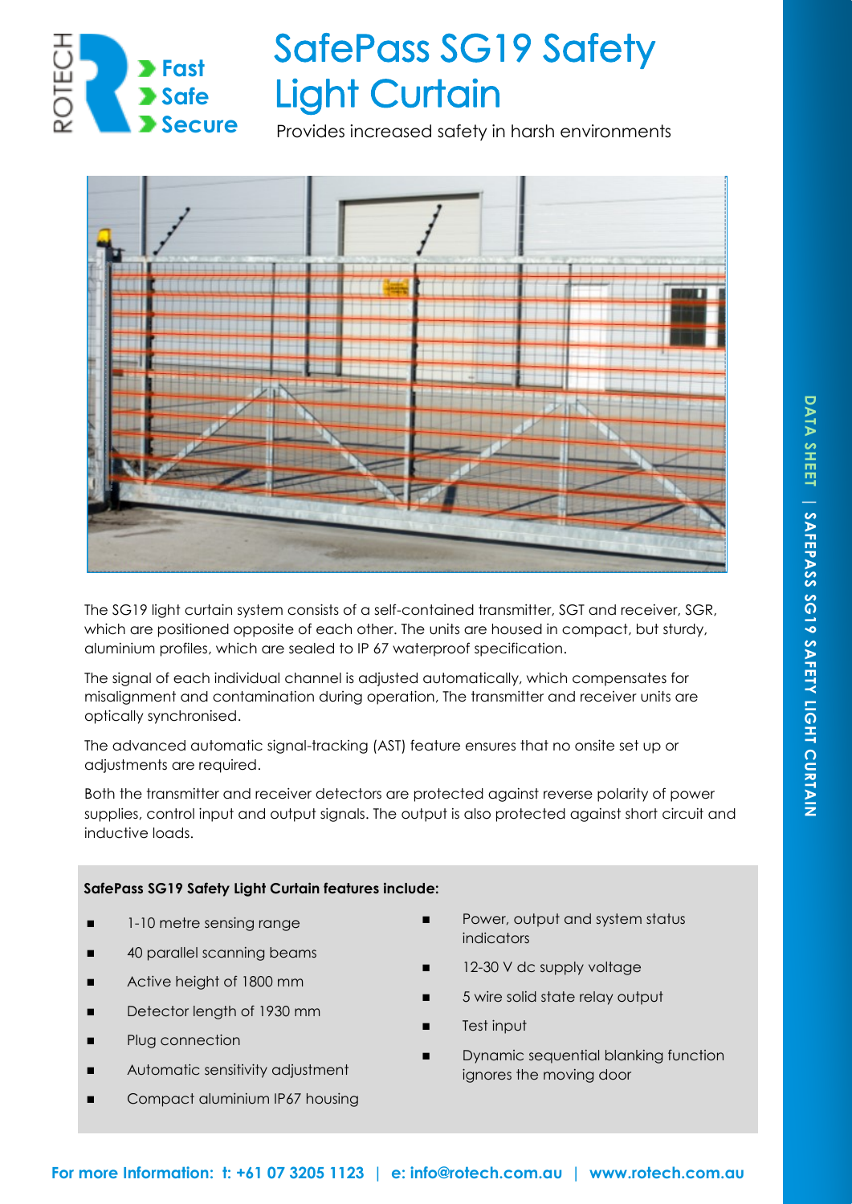# SafePass SG19 Safety Light Curtain

Provides increased safety in harsh environments

The SG19 light curtain system consists of a self-contained transmitter, SGT and receiver, SGR, which are positioned opposite of each other. The units are housed in compact, but sturdy, aluminium profiles, which are sealed to IP 67 waterproof specification.

The signal of each individual channel is adjusted automatically, which compensates for misalignment and contamination during operation, The transmitter and receiver units are optically synchronised.

The advanced automatic signal-tracking (AST) feature ensures that no onsite set up or adjustments are required.

Both the transmitter and receiver detectors are protected against reverse polarity of power supplies, control input and output signals. The output is also protected against short circuit and inductive loads.

**SafePass SG19 Safety Light Curtain features include:**

- 1-10 metre sensing range
- 40 parallel scanning beams
- Active height of 1800 mm
- Detector length of 1930 mm
- Plug connection
- Automatic sensitivity adjustment
- Compact aluminium IP67 housing
- Power, output and system status indicators
- 12-30 V dc supply voltage
- 5 wire solid state relay output
- Test input
- Dynamic sequential blanking function ignores the moving door

**For more Information: t: +61 07 3205 1123 | e: info@rotech.com.au | www.rotech.com.au**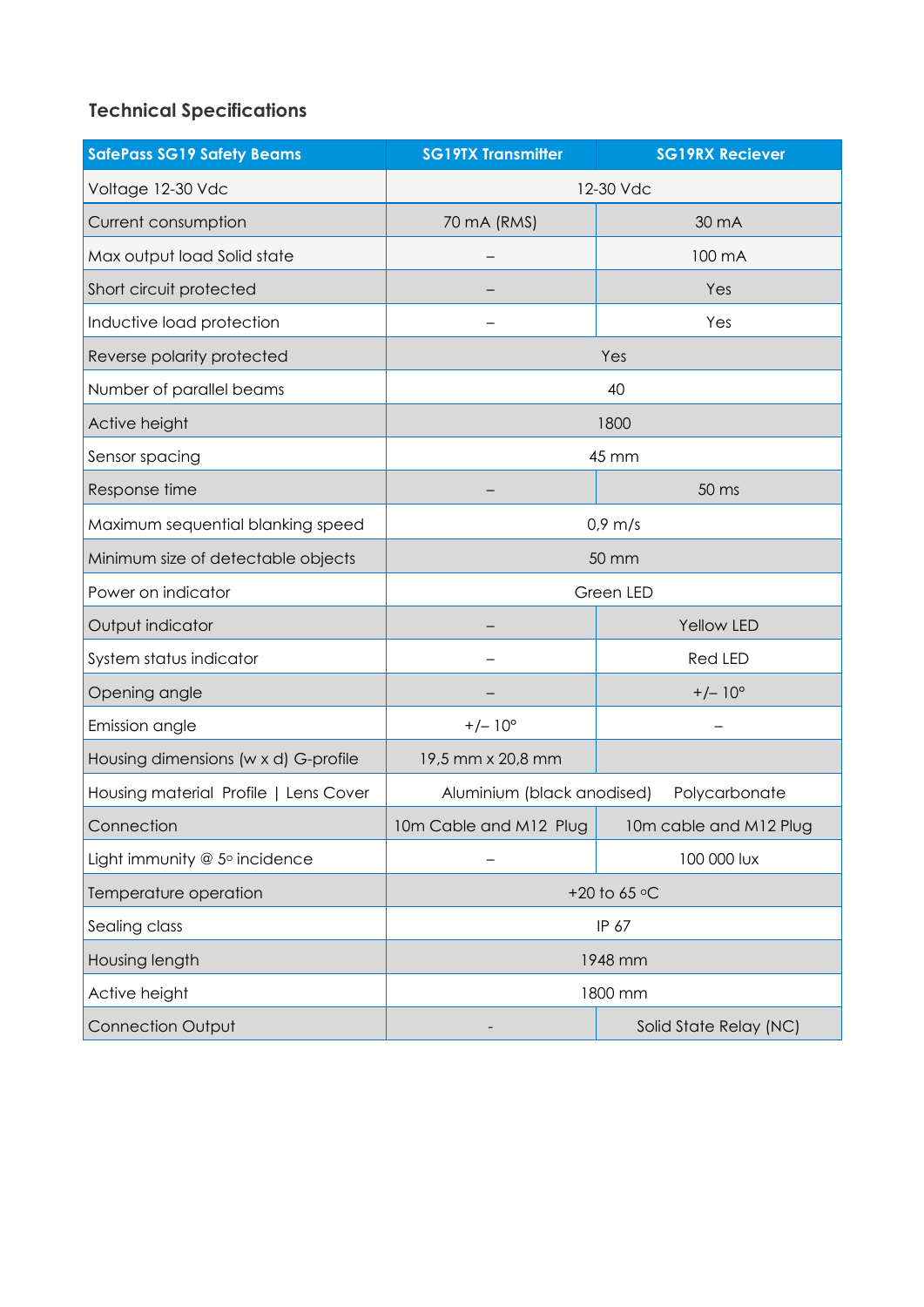### Technical Specifications

| SafePass SG19 Safety Beams | SG19TX Transmitter | SG19RX Reciever |
|---|---|---|
| Voltage 12-30 Vdc | 12-30 Vdc | |
| Current consumption | 70 mA (RMS) | 30 mA |
| Max output load Solid state | – | 100 mA |
| Short circuit protected | – | Yes |
| Inductive load protection | – | Yes |
| Reverse polarity protected | Yes | |
| Number of parallel beams | 40 | |
| Active height | 1800 | |
| Sensor spacing | 45 mm | |
| Response time | – | 50 ms |
| Maximum sequential blanking speed | 0,9 m/s | |
| Minimum size of detectable objects | 50 mm | |
| Power on indicator | Green LED | |
| Output indicator | – | Yellow LED |
| System status indicator | – | Red LED |
| Opening angle | – | +/– 10° |
| Emission angle | +/– 10° | – |
| Housing dimensions (w x d) G-profile | 19,5 mm x 20,8 mm | |
| Housing material Profile \| Lens Cover | Aluminium (black anodised) | Polycarbonate |
| Connection | 10m Cable and M12 Plug | 10m cable and M12 Plug |
| Light immunity @ 5° incidence | – | 100 000 lux |
| Temperature operation | +20 to 65 °C | |
| Sealing class | IP 67 | |
| Housing length | 1948 mm | |
| Active height | 1800 mm | |
| Connection Output | - | Solid State Relay (NC) |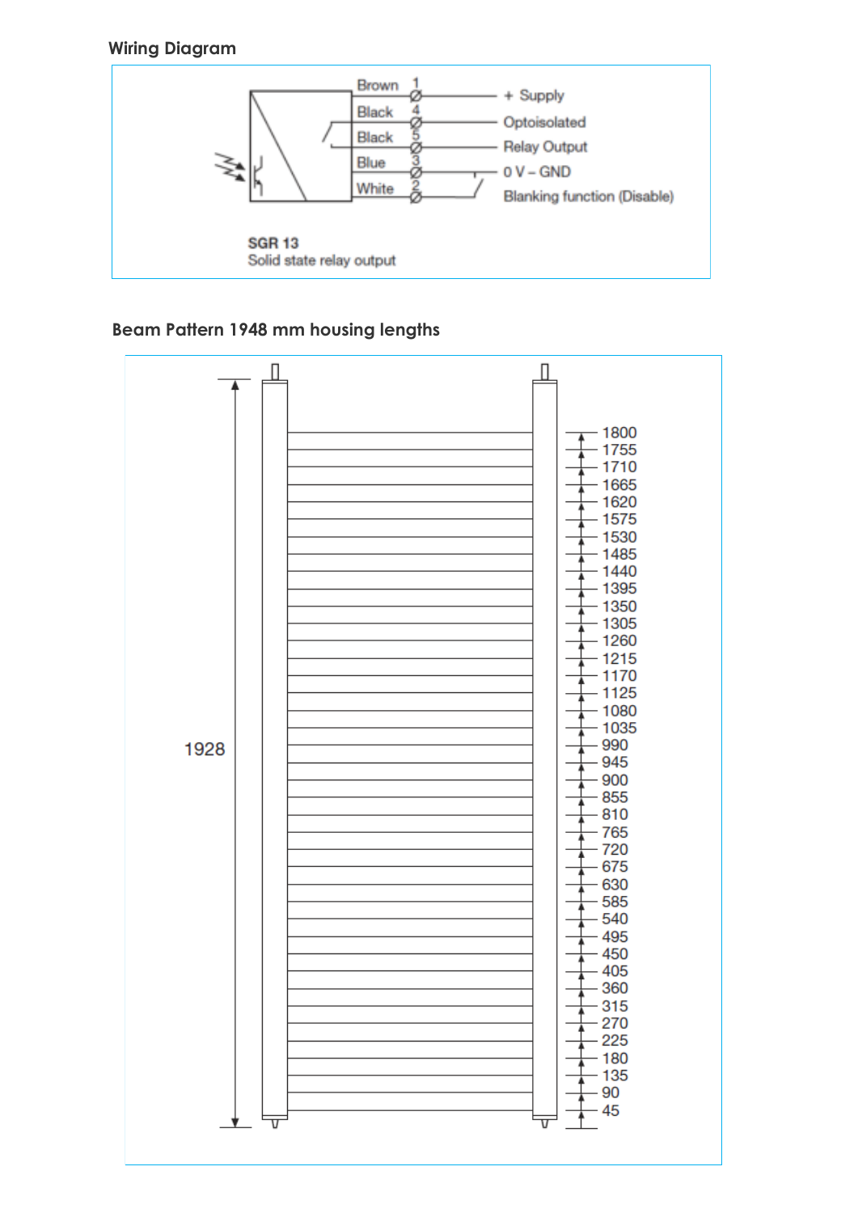## Wiring Diagram

| Wire colour | Pin | Function |
|---|---|---|
| Brown | 1 | + Supply |
| Black | 4 | Optoisolated |
| Black | 5 | Relay Output |
| Blue | 3 | 0 V – GND |
| White | 2 | Blanking function (Disable) |

**SGR 13**
Solid state relay output

## Beam Pattern 1948 mm housing lengths

1928

1800, 1755, 1710, 1665, 1620, 1575, 1530, 1485, 1440, 1395, 1350, 1305, 1260, 1215, 1170, 1125, 1080, 1035, 990, 945, 900, 855, 810, 765, 720, 675, 630, 585, 540, 495, 450, 405, 360, 315, 270, 225, 180, 135, 90, 45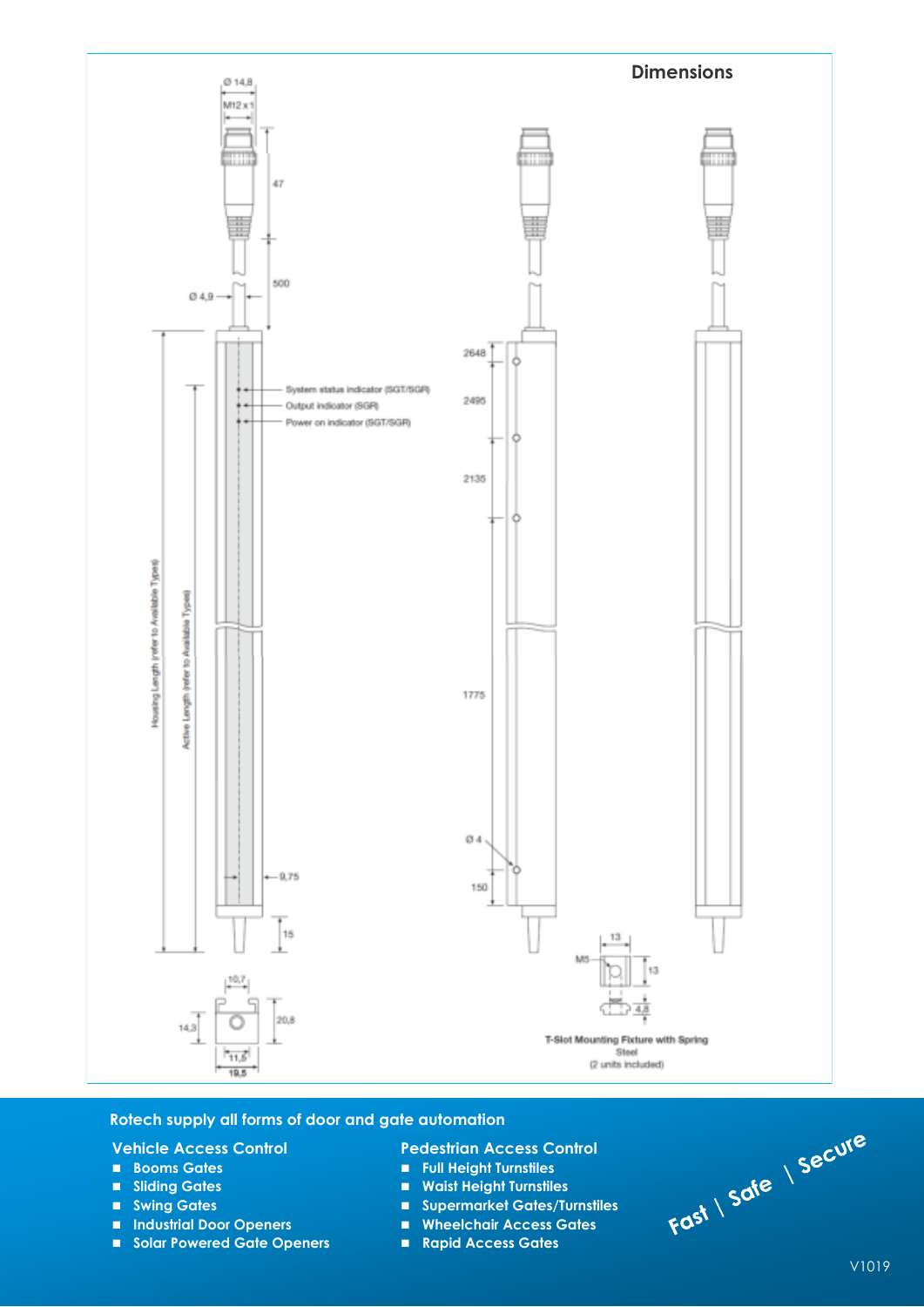## Dimensions

Ø 14,8

M12 x 1

47

500

Ø 4,9

System status indicator (SGT/SGR)

Output indicator (SGR)

Power on indicator (SGT/SGR)

Housing Length (refer to Available Types)

Active Length (refer to Available Types)

9,75

15

10,7

14,3

20,8

11,5

19,5

2648

2495

2135

1775

Ø 4

150

13

M5

13

4,8

T-Slot Mounting Fixture with Spring Steel (2 units included)

**Rotech supply all forms of door and gate automation**

**Vehicle Access Control**

- Booms Gates
- Sliding Gates
- Swing Gates
- Industrial Door Openers
- Solar Powered Gate Openers

**Pedestrian Access Control**

- Full Height Turnstiles
- Waist Height Turnstiles
- Supermarket Gates/Turnstiles
- Wheelchair Access Gates
- Rapid Access Gates

Fast | Safe | Secure

V1019